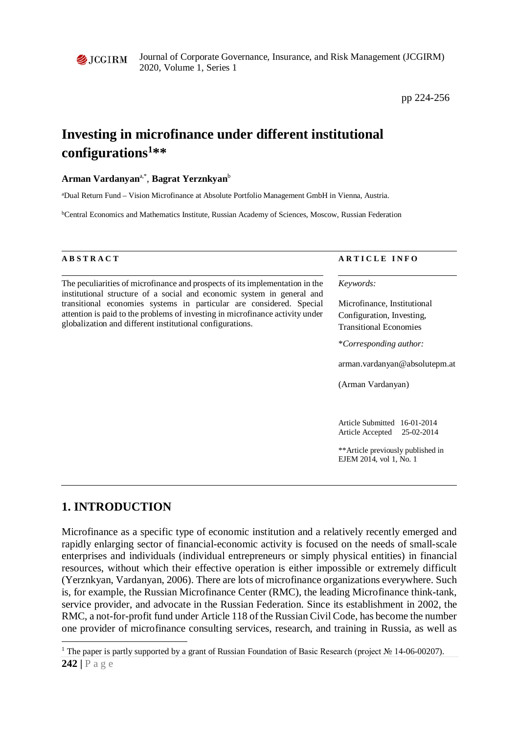# Investing in microfinance under different institutional configurations[1]**

**Arman Vardanyan**[a,*], **Bagrat Yerznkyan**[b]

[a]Dual Return Fund – Vision Microfinance at Absolute Portfolio Management GmbH in Vienna, Austria.

[b]Central Economics and Mathematics Institute, Russian Academy of Sciences, Moscow, Russian Federation

**ABSTRACT**

The peculiarities of microfinance and prospects of its implementation in the institutional structure of a social and economic system in general and transitional economies systems in particular are considered. Special attention is paid to the problems of investing in microfinance activity under globalization and different institutional configurations.

**ARTICLE INFO**

*Keywords:*

Microfinance, Institutional Configuration, Investing, Transitional Economies

\**Corresponding author:*

arman.vardanyan@absolutepm.at

(Arman Vardanyan)

Article Submitted 16-01-2014
Article Accepted 25-02-2014

**Article previously published in EJEM 2014, vol 1, No. 1

## 1. INTRODUCTION

Microfinance as a specific type of economic institution and a relatively recently emerged and rapidly enlarging sector of financial-economic activity is focused on the needs of small-scale enterprises and individuals (individual entrepreneurs or simply physical entities) in financial resources, without which their effective operation is either impossible or extremely difficult (Yerznkyan, Vardanyan, 2006). There are lots of microfinance organizations everywhere. Such is, for example, the Russian Microfinance Center (RMC), the leading Microfinance think-tank, service provider, and advocate in the Russian Federation. Since its establishment in 2002, the RMC, a not-for-profit fund under Article 118 of the Russian Civil Code, has become the number one provider of microfinance consulting services, research, and training in Russia, as well as

[1] The paper is partly supported by a grant of Russian Foundation of Basic Research (project № 14-06-00207).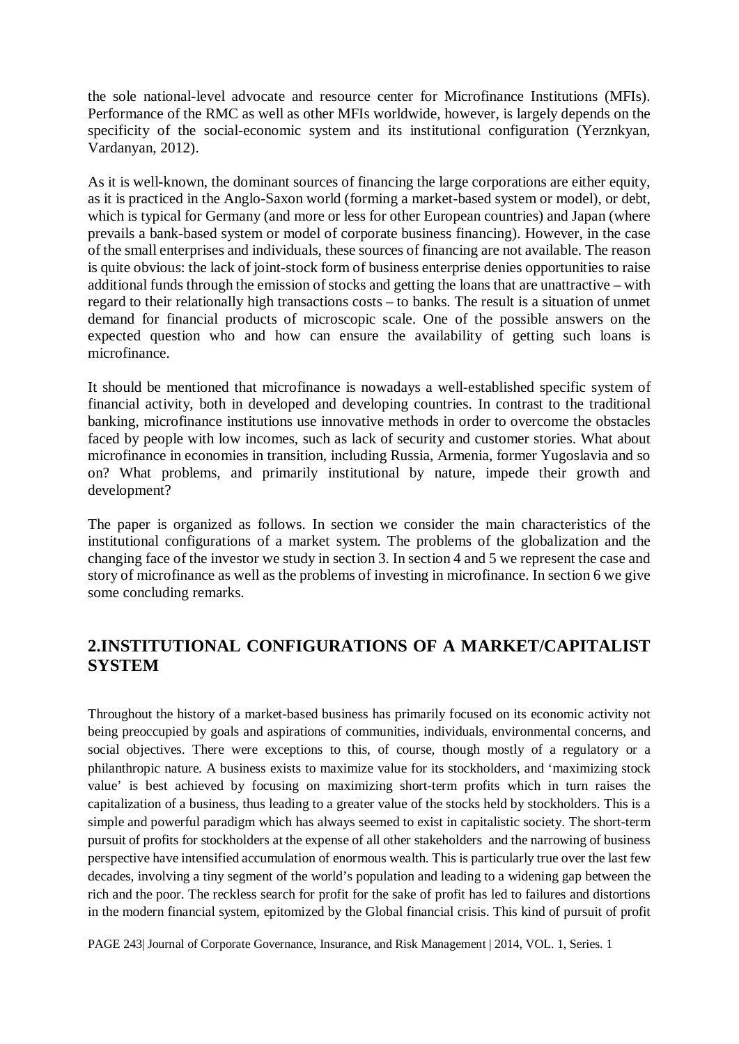the sole national-level advocate and resource center for Microfinance Institutions (MFIs). Performance of the RMC as well as other MFIs worldwide, however, is largely depends on the specificity of the social-economic system and its institutional configuration (Yerznkyan, Vardanyan, 2012).

As it is well-known, the dominant sources of financing the large corporations are either equity, as it is practiced in the Anglo-Saxon world (forming a market-based system or model), or debt, which is typical for Germany (and more or less for other European countries) and Japan (where prevails a bank-based system or model of corporate business financing). However, in the case of the small enterprises and individuals, these sources of financing are not available. The reason is quite obvious: the lack of joint-stock form of business enterprise denies opportunities to raise additional funds through the emission of stocks and getting the loans that are unattractive – with regard to their relationally high transactions costs – to banks. The result is a situation of unmet demand for financial products of microscopic scale. One of the possible answers on the expected question who and how can ensure the availability of getting such loans is microfinance.

It should be mentioned that microfinance is nowadays a well-established specific system of financial activity, both in developed and developing countries. In contrast to the traditional banking, microfinance institutions use innovative methods in order to overcome the obstacles faced by people with low incomes, such as lack of security and customer stories. What about microfinance in economies in transition, including Russia, Armenia, former Yugoslavia and so on? What problems, and primarily institutional by nature, impede their growth and development?

The paper is organized as follows. In section we consider the main characteristics of the institutional configurations of a market system. The problems of the globalization and the changing face of the investor we study in section 3. In section 4 and 5 we represent the case and story of microfinance as well as the problems of investing in microfinance. In section 6 we give some concluding remarks.

## 2.INSTITUTIONAL CONFIGURATIONS OF A MARKET/CAPITALIST SYSTEM

Throughout the history of a market-based business has primarily focused on its economic activity not being preoccupied by goals and aspirations of communities, individuals, environmental concerns, and social objectives. There were exceptions to this, of course, though mostly of a regulatory or a philanthropic nature. A business exists to maximize value for its stockholders, and 'maximizing stock value' is best achieved by focusing on maximizing short-term profits which in turn raises the capitalization of a business, thus leading to a greater value of the stocks held by stockholders. This is a simple and powerful paradigm which has always seemed to exist in capitalistic society. The short-term pursuit of profits for stockholders at the expense of all other stakeholders and the narrowing of business perspective have intensified accumulation of enormous wealth. This is particularly true over the last few decades, involving a tiny segment of the world's population and leading to a widening gap between the rich and the poor. The reckless search for profit for the sake of profit has led to failures and distortions in the modern financial system, epitomized by the Global financial crisis. This kind of pursuit of profit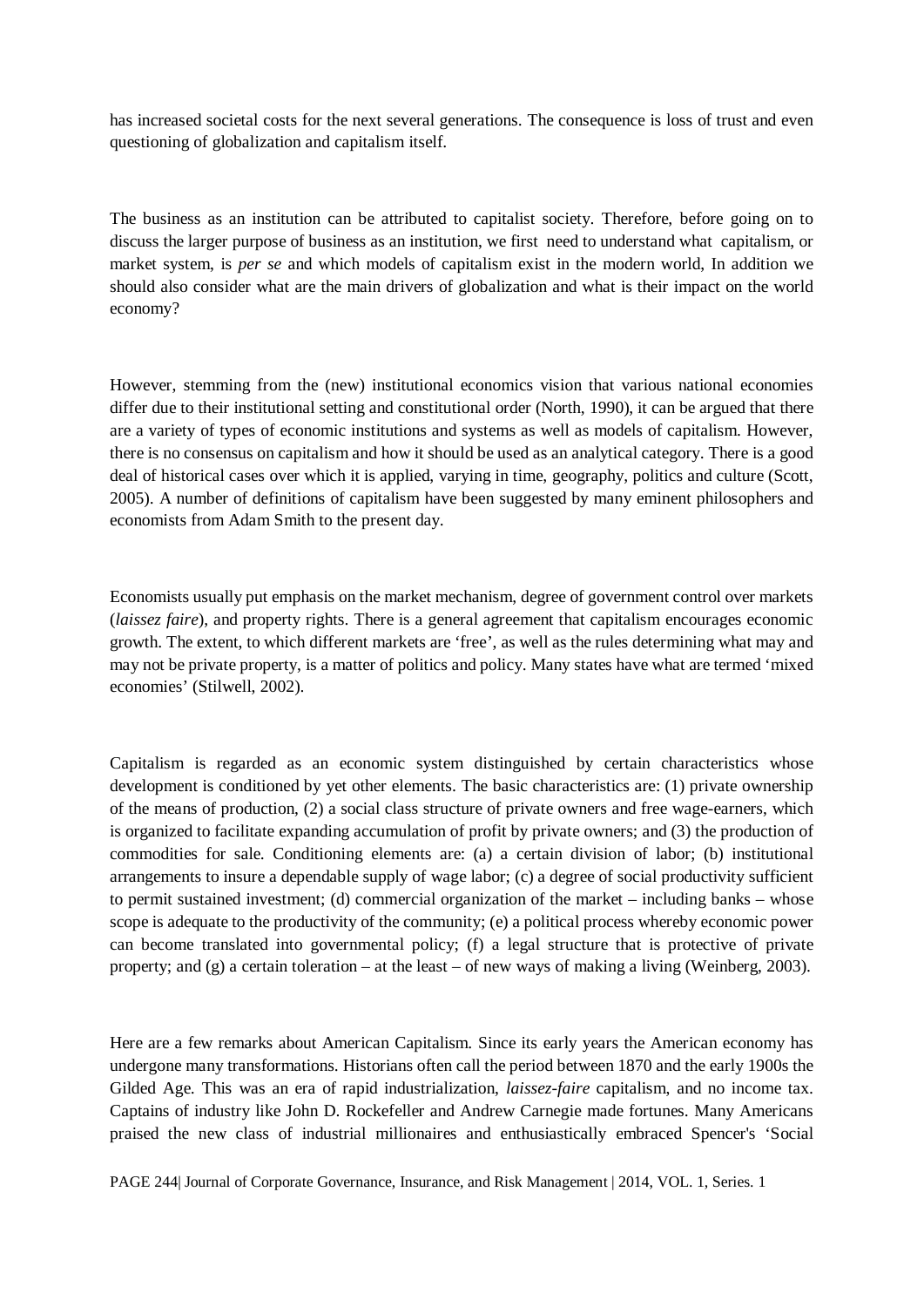has increased societal costs for the next several generations. The consequence is loss of trust and even questioning of globalization and capitalism itself.

The business as an institution can be attributed to capitalist society. Therefore, before going on to discuss the larger purpose of business as an institution, we first need to understand what capitalism, or market system, is *per se* and which models of capitalism exist in the modern world, In addition we should also consider what are the main drivers of globalization and what is their impact on the world economy?

However, stemming from the (new) institutional economics vision that various national economies differ due to their institutional setting and constitutional order (North, 1990), it can be argued that there are a variety of types of economic institutions and systems as well as models of capitalism. However, there is no consensus on capitalism and how it should be used as an analytical category. There is a good deal of historical cases over which it is applied, varying in time, geography, politics and culture (Scott, 2005). A number of definitions of capitalism have been suggested by many eminent philosophers and economists from Adam Smith to the present day.

Economists usually put emphasis on the market mechanism, degree of government control over markets (*laissez faire*), and property rights. There is a general agreement that capitalism encourages economic growth. The extent, to which different markets are 'free', as well as the rules determining what may and may not be private property, is a matter of politics and policy. Many states have what are termed 'mixed economies' (Stilwell, 2002).

Capitalism is regarded as an economic system distinguished by certain characteristics whose development is conditioned by yet other elements. The basic characteristics are: (1) private ownership of the means of production, (2) a social class structure of private owners and free wage-earners, which is organized to facilitate expanding accumulation of profit by private owners; and (3) the production of commodities for sale. Conditioning elements are: (a) a certain division of labor; (b) institutional arrangements to insure a dependable supply of wage labor; (c) a degree of social productivity sufficient to permit sustained investment; (d) commercial organization of the market – including banks – whose scope is adequate to the productivity of the community; (e) a political process whereby economic power can become translated into governmental policy; (f) a legal structure that is protective of private property; and (g) a certain toleration – at the least – of new ways of making a living (Weinberg, 2003).

Here are a few remarks about American Capitalism. Since its early years the American economy has undergone many transformations. Historians often call the period between 1870 and the early 1900s the Gilded Age. This was an era of rapid industrialization, *laissez-faire* capitalism, and no income tax. Captains of industry like John D. Rockefeller and Andrew Carnegie made fortunes. Many Americans praised the new class of industrial millionaires and enthusiastically embraced Spencer's 'Social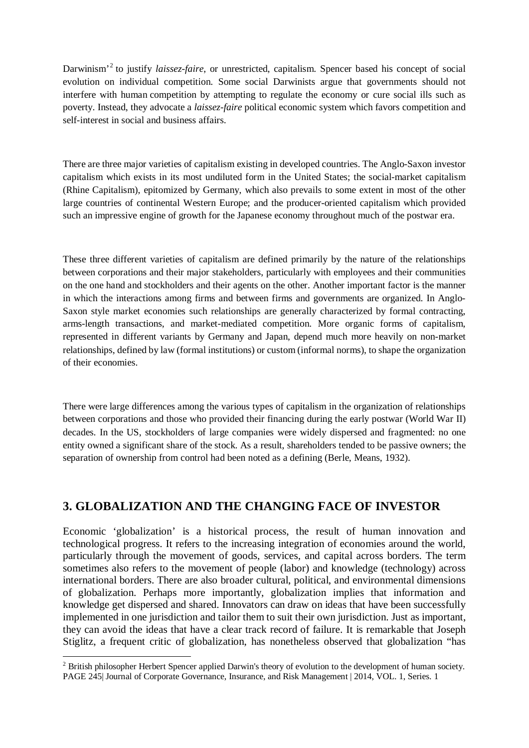Darwinism'[2] to justify *laissez-faire*, or unrestricted, capitalism. Spencer based his concept of social evolution on individual competition. Some social Darwinists argue that governments should not interfere with human competition by attempting to regulate the economy or cure social ills such as poverty. Instead, they advocate a *laissez-faire* political economic system which favors competition and self-interest in social and business affairs.

There are three major varieties of capitalism existing in developed countries. The Anglo-Saxon investor capitalism which exists in its most undiluted form in the United States; the social-market capitalism (Rhine Capitalism), epitomized by Germany, which also prevails to some extent in most of the other large countries of continental Western Europe; and the producer-oriented capitalism which provided such an impressive engine of growth for the Japanese economy throughout much of the postwar era.

These three different varieties of capitalism are defined primarily by the nature of the relationships between corporations and their major stakeholders, particularly with employees and their communities on the one hand and stockholders and their agents on the other. Another important factor is the manner in which the interactions among firms and between firms and governments are organized. In Anglo-Saxon style market economies such relationships are generally characterized by formal contracting, arms-length transactions, and market-mediated competition. More organic forms of capitalism, represented in different variants by Germany and Japan, depend much more heavily on non-market relationships, defined by law (formal institutions) or custom (informal norms), to shape the organization of their economies.

There were large differences among the various types of capitalism in the organization of relationships between corporations and those who provided their financing during the early postwar (World War II) decades. In the US, stockholders of large companies were widely dispersed and fragmented: no one entity owned a significant share of the stock. As a result, shareholders tended to be passive owners; the separation of ownership from control had been noted as a defining (Berle, Means, 1932).

## 3. GLOBALIZATION AND THE CHANGING FACE OF INVESTOR

Economic 'globalization' is a historical process, the result of human innovation and technological progress. It refers to the increasing integration of economies around the world, particularly through the movement of goods, services, and capital across borders. The term sometimes also refers to the movement of people (labor) and knowledge (technology) across international borders. There are also broader cultural, political, and environmental dimensions of globalization. Perhaps more importantly, globalization implies that information and knowledge get dispersed and shared. Innovators can draw on ideas that have been successfully implemented in one jurisdiction and tailor them to suit their own jurisdiction. Just as important, they can avoid the ideas that have a clear track record of failure. It is remarkable that Joseph Stiglitz, a frequent critic of globalization, has nonetheless observed that globalization "has

[2] British philosopher Herbert Spencer applied Darwin's theory of evolution to the development of human society.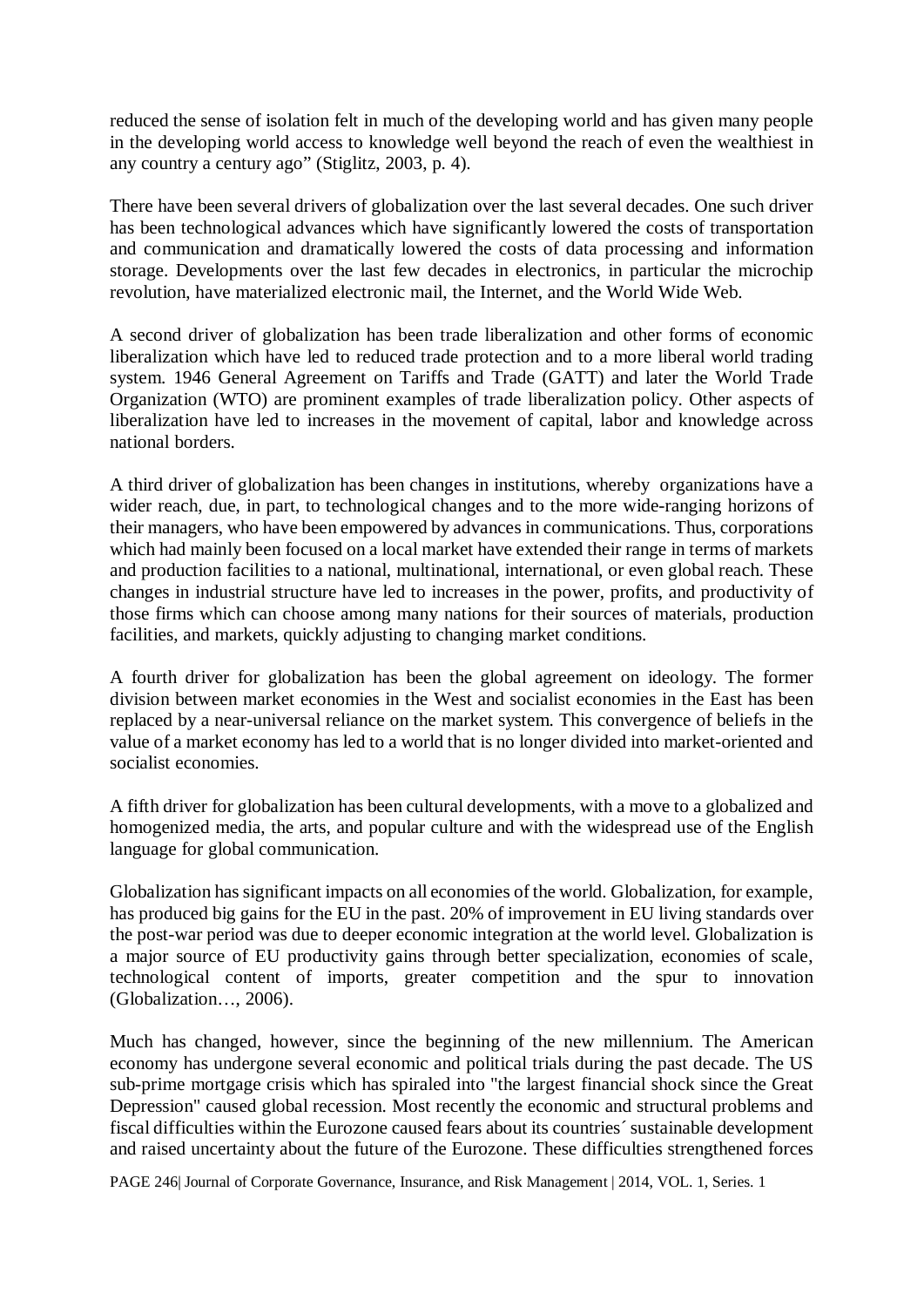reduced the sense of isolation felt in much of the developing world and has given many people in the developing world access to knowledge well beyond the reach of even the wealthiest in any country a century ago" (Stiglitz, 2003, p. 4).

There have been several drivers of globalization over the last several decades. One such driver has been technological advances which have significantly lowered the costs of transportation and communication and dramatically lowered the costs of data processing and information storage. Developments over the last few decades in electronics, in particular the microchip revolution, have materialized electronic mail, the Internet, and the World Wide Web.

A second driver of globalization has been trade liberalization and other forms of economic liberalization which have led to reduced trade protection and to a more liberal world trading system. 1946 General Agreement on Tariffs and Trade (GATT) and later the World Trade Organization (WTO) are prominent examples of trade liberalization policy. Other aspects of liberalization have led to increases in the movement of capital, labor and knowledge across national borders.

A third driver of globalization has been changes in institutions, whereby organizations have a wider reach, due, in part, to technological changes and to the more wide-ranging horizons of their managers, who have been empowered by advances in communications. Thus, corporations which had mainly been focused on a local market have extended their range in terms of markets and production facilities to a national, multinational, international, or even global reach. These changes in industrial structure have led to increases in the power, profits, and productivity of those firms which can choose among many nations for their sources of materials, production facilities, and markets, quickly adjusting to changing market conditions.

A fourth driver for globalization has been the global agreement on ideology. The former division between market economies in the West and socialist economies in the East has been replaced by a near-universal reliance on the market system. This convergence of beliefs in the value of a market economy has led to a world that is no longer divided into market-oriented and socialist economies.

A fifth driver for globalization has been cultural developments, with a move to a globalized and homogenized media, the arts, and popular culture and with the widespread use of the English language for global communication.

Globalization has significant impacts on all economies of the world. Globalization, for example, has produced big gains for the EU in the past. 20% of improvement in EU living standards over the post-war period was due to deeper economic integration at the world level. Globalization is a major source of EU productivity gains through better specialization, economies of scale, technological content of imports, greater competition and the spur to innovation (Globalization…, 2006).

Much has changed, however, since the beginning of the new millennium. The American economy has undergone several economic and political trials during the past decade. The US sub-prime mortgage crisis which has spiraled into "the largest financial shock since the Great Depression" caused global recession. Most recently the economic and structural problems and fiscal difficulties within the Eurozone caused fears about its countries´ sustainable development and raised uncertainty about the future of the Eurozone. These difficulties strengthened forces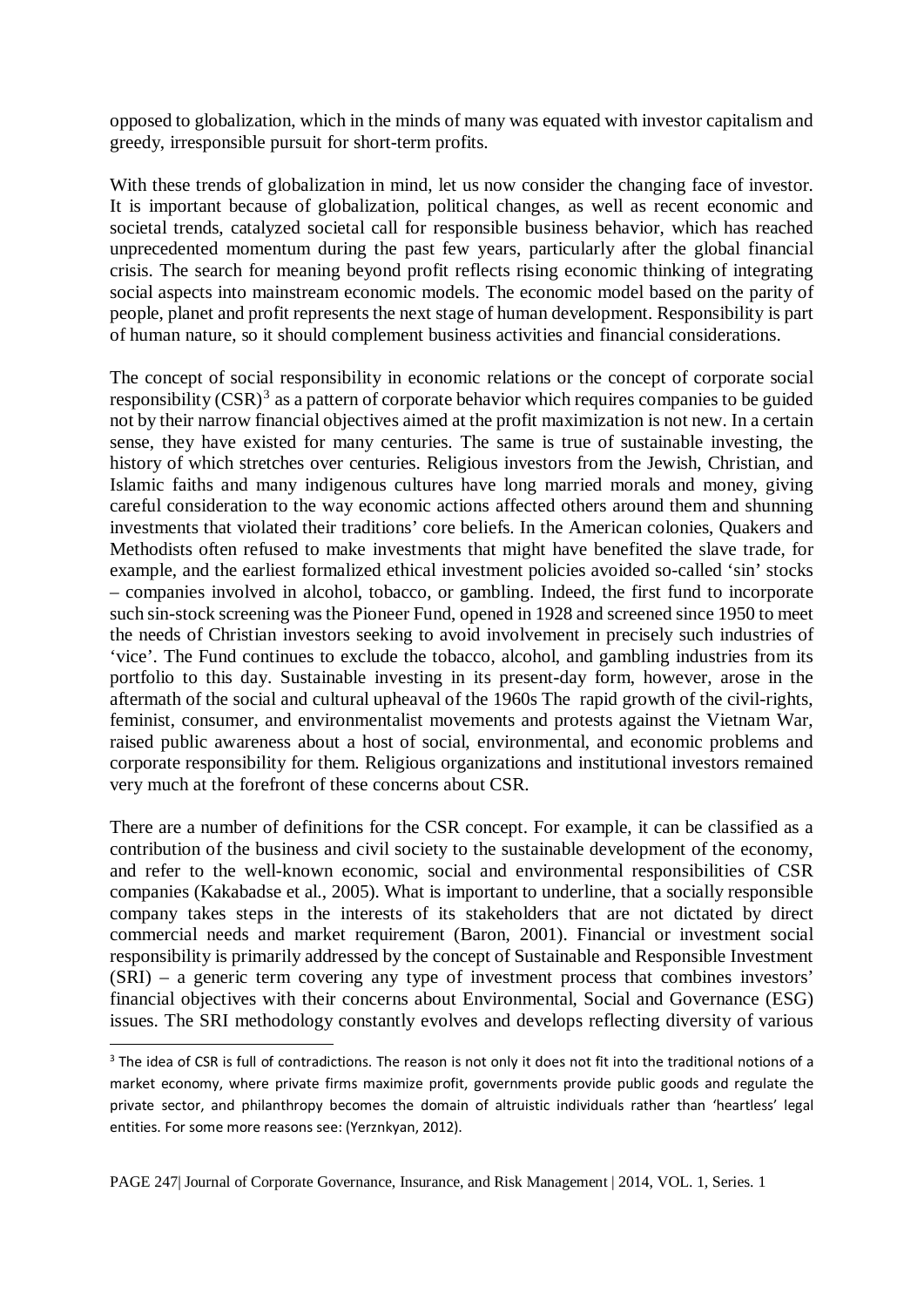opposed to globalization, which in the minds of many was equated with investor capitalism and greedy, irresponsible pursuit for short-term profits.

With these trends of globalization in mind, let us now consider the changing face of investor. It is important because of globalization, political changes, as well as recent economic and societal trends, catalyzed societal call for responsible business behavior, which has reached unprecedented momentum during the past few years, particularly after the global financial crisis. The search for meaning beyond profit reflects rising economic thinking of integrating social aspects into mainstream economic models. The economic model based on the parity of people, planet and profit represents the next stage of human development. Responsibility is part of human nature, so it should complement business activities and financial considerations.

The concept of social responsibility in economic relations or the concept of corporate social responsibility (CSR)[3] as a pattern of corporate behavior which requires companies to be guided not by their narrow financial objectives aimed at the profit maximization is not new. In a certain sense, they have existed for many centuries. The same is true of sustainable investing, the history of which stretches over centuries. Religious investors from the Jewish, Christian, and Islamic faiths and many indigenous cultures have long married morals and money, giving careful consideration to the way economic actions affected others around them and shunning investments that violated their traditions' core beliefs. In the American colonies, Quakers and Methodists often refused to make investments that might have benefited the slave trade, for example, and the earliest formalized ethical investment policies avoided so-called 'sin' stocks – companies involved in alcohol, tobacco, or gambling. Indeed, the first fund to incorporate such sin-stock screening was the Pioneer Fund, opened in 1928 and screened since 1950 to meet the needs of Christian investors seeking to avoid involvement in precisely such industries of 'vice'. The Fund continues to exclude the tobacco, alcohol, and gambling industries from its portfolio to this day. Sustainable investing in its present-day form, however, arose in the aftermath of the social and cultural upheaval of the 1960s The rapid growth of the civil-rights, feminist, consumer, and environmentalist movements and protests against the Vietnam War, raised public awareness about a host of social, environmental, and economic problems and corporate responsibility for them. Religious organizations and institutional investors remained very much at the forefront of these concerns about CSR.

There are a number of definitions for the CSR concept. For example, it can be classified as a contribution of the business and civil society to the sustainable development of the economy, and refer to the well-known economic, social and environmental responsibilities of CSR companies (Kakabadse et al., 2005). What is important to underline, that a socially responsible company takes steps in the interests of its stakeholders that are not dictated by direct commercial needs and market requirement (Baron, 2001). Financial or investment social responsibility is primarily addressed by the concept of Sustainable and Responsible Investment (SRI) – a generic term covering any type of investment process that combines investors' financial objectives with their concerns about Environmental, Social and Governance (ESG) issues. The SRI methodology constantly evolves and develops reflecting diversity of various

[3] The idea of CSR is full of contradictions. The reason is not only it does not fit into the traditional notions of a market economy, where private firms maximize profit, governments provide public goods and regulate the private sector, and philanthropy becomes the domain of altruistic individuals rather than 'heartless' legal entities. For some more reasons see: (Yerznkyan, 2012).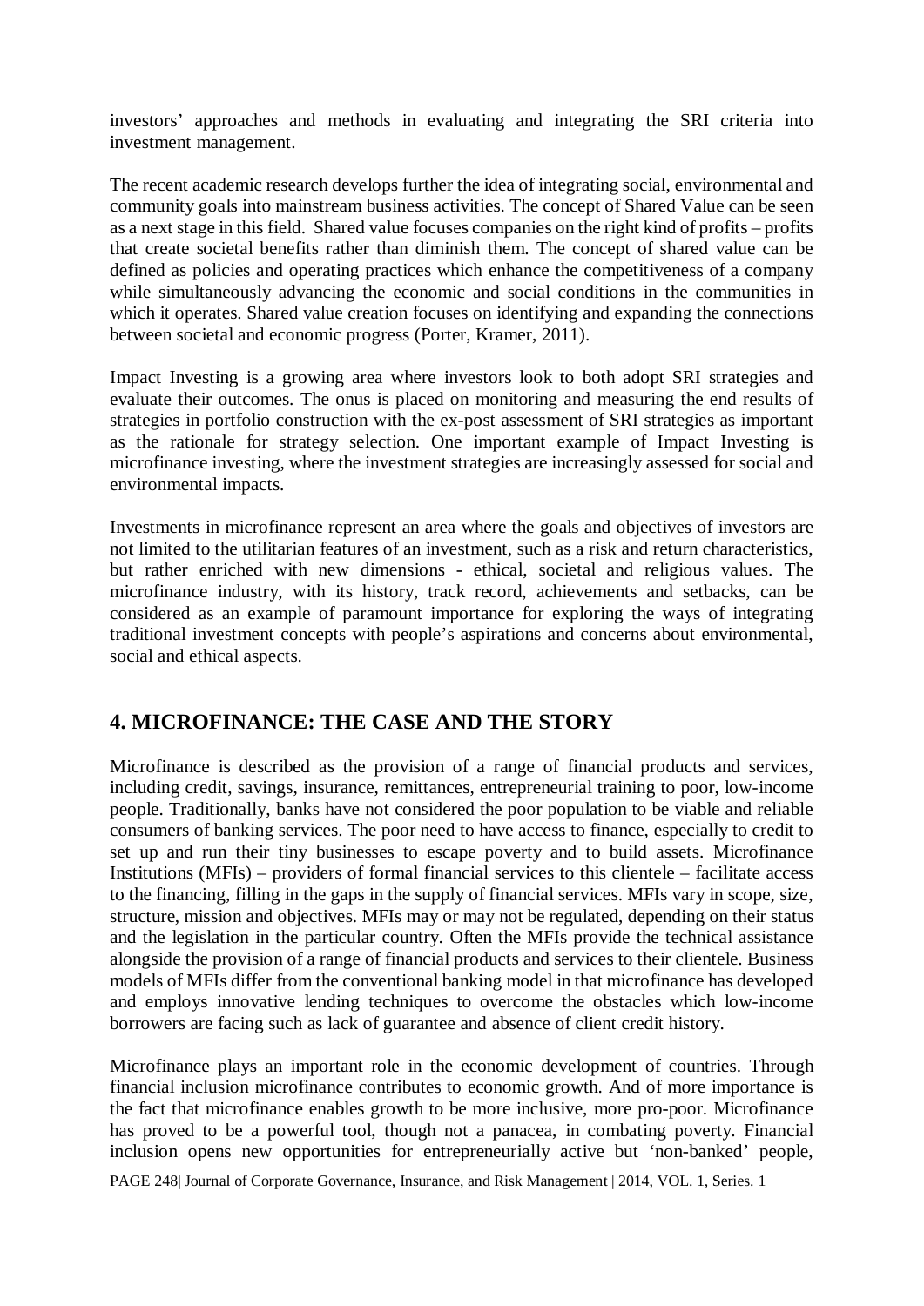investors' approaches and methods in evaluating and integrating the SRI criteria into investment management.

The recent academic research develops further the idea of integrating social, environmental and community goals into mainstream business activities. The concept of Shared Value can be seen as a next stage in this field. Shared value focuses companies on the right kind of profits – profits that create societal benefits rather than diminish them. The concept of shared value can be defined as policies and operating practices which enhance the competitiveness of a company while simultaneously advancing the economic and social conditions in the communities in which it operates. Shared value creation focuses on identifying and expanding the connections between societal and economic progress (Porter, Kramer, 2011).

Impact Investing is a growing area where investors look to both adopt SRI strategies and evaluate their outcomes. The onus is placed on monitoring and measuring the end results of strategies in portfolio construction with the ex-post assessment of SRI strategies as important as the rationale for strategy selection. One important example of Impact Investing is microfinance investing, where the investment strategies are increasingly assessed for social and environmental impacts.

Investments in microfinance represent an area where the goals and objectives of investors are not limited to the utilitarian features of an investment, such as a risk and return characteristics, but rather enriched with new dimensions - ethical, societal and religious values. The microfinance industry, with its history, track record, achievements and setbacks, can be considered as an example of paramount importance for exploring the ways of integrating traditional investment concepts with people's aspirations and concerns about environmental, social and ethical aspects.

## 4. MICROFINANCE: THE CASE AND THE STORY

Microfinance is described as the provision of a range of financial products and services, including credit, savings, insurance, remittances, entrepreneurial training to poor, low-income people. Traditionally, banks have not considered the poor population to be viable and reliable consumers of banking services. The poor need to have access to finance, especially to credit to set up and run their tiny businesses to escape poverty and to build assets. Microfinance Institutions (MFIs) – providers of formal financial services to this clientele – facilitate access to the financing, filling in the gaps in the supply of financial services. MFIs vary in scope, size, structure, mission and objectives. MFIs may or may not be regulated, depending on their status and the legislation in the particular country. Often the MFIs provide the technical assistance alongside the provision of a range of financial products and services to their clientele. Business models of MFIs differ from the conventional banking model in that microfinance has developed and employs innovative lending techniques to overcome the obstacles which low-income borrowers are facing such as lack of guarantee and absence of client credit history.

Microfinance plays an important role in the economic development of countries. Through financial inclusion microfinance contributes to economic growth. And of more importance is the fact that microfinance enables growth to be more inclusive, more pro-poor. Microfinance has proved to be a powerful tool, though not a panacea, in combating poverty. Financial inclusion opens new opportunities for entrepreneurially active but 'non-banked' people,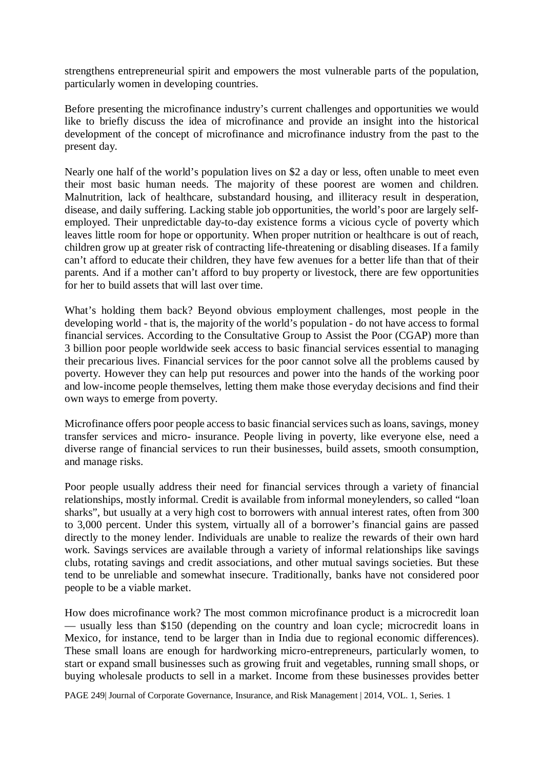strengthens entrepreneurial spirit and empowers the most vulnerable parts of the population, particularly women in developing countries.

Before presenting the microfinance industry's current challenges and opportunities we would like to briefly discuss the idea of microfinance and provide an insight into the historical development of the concept of microfinance and microfinance industry from the past to the present day.

Nearly one half of the world's population lives on $2 a day or less, often unable to meet even their most basic human needs. The majority of these poorest are women and children. Malnutrition, lack of healthcare, substandard housing, and illiteracy result in desperation, disease, and daily suffering. Lacking stable job opportunities, the world's poor are largely self-employed. Their unpredictable day-to-day existence forms a vicious cycle of poverty which leaves little room for hope or opportunity. When proper nutrition or healthcare is out of reach, children grow up at greater risk of contracting life-threatening or disabling diseases. If a family can't afford to educate their children, they have few avenues for a better life than that of their parents. And if a mother can't afford to buy property or livestock, there are few opportunities for her to build assets that will last over time.

What's holding them back? Beyond obvious employment challenges, most people in the developing world - that is, the majority of the world's population - do not have access to formal financial services. According to the Consultative Group to Assist the Poor (CGAP) more than 3 billion poor people worldwide seek access to basic financial services essential to managing their precarious lives. Financial services for the poor cannot solve all the problems caused by poverty. However they can help put resources and power into the hands of the working poor and low-income people themselves, letting them make those everyday decisions and find their own ways to emerge from poverty.

Microfinance offers poor people access to basic financial services such as loans, savings, money transfer services and micro- insurance. People living in poverty, like everyone else, need a diverse range of financial services to run their businesses, build assets, smooth consumption, and manage risks.

Poor people usually address their need for financial services through a variety of financial relationships, mostly informal. Credit is available from informal moneylenders, so called "loan sharks", but usually at a very high cost to borrowers with annual interest rates, often from 300 to 3,000 percent. Under this system, virtually all of a borrower's financial gains are passed directly to the money lender. Individuals are unable to realize the rewards of their own hard work. Savings services are available through a variety of informal relationships like savings clubs, rotating savings and credit associations, and other mutual savings societies. But these tend to be unreliable and somewhat insecure. Traditionally, banks have not considered poor people to be a viable market.

How does microfinance work? The most common microfinance product is a microcredit loan — usually less than $150 (depending on the country and loan cycle; microcredit loans in Mexico, for instance, tend to be larger than in India due to regional economic differences). These small loans are enough for hardworking micro-entrepreneurs, particularly women, to start or expand small businesses such as growing fruit and vegetables, running small shops, or buying wholesale products to sell in a market. Income from these businesses provides better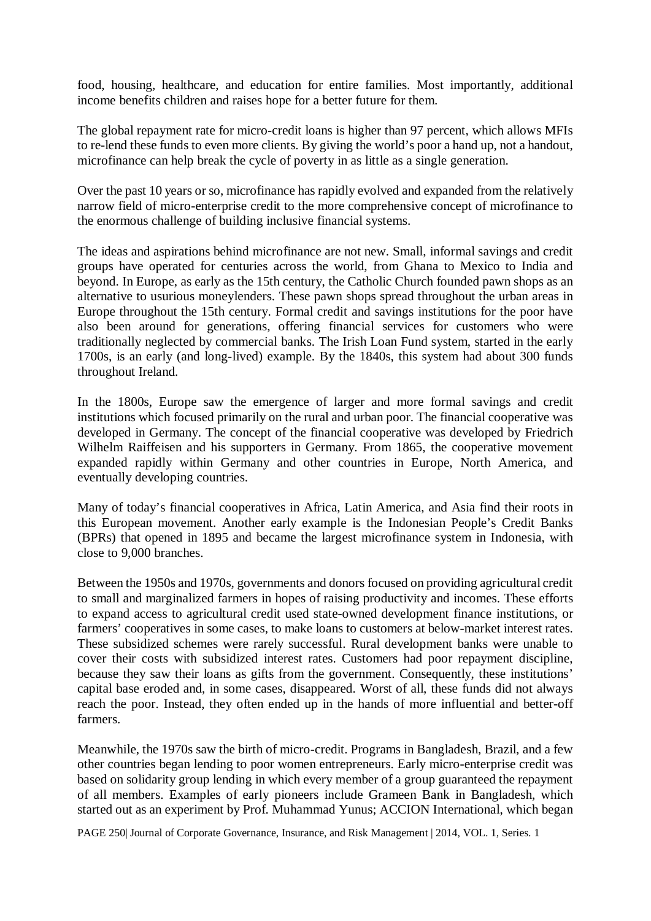food, housing, healthcare, and education for entire families. Most importantly, additional income benefits children and raises hope for a better future for them.

The global repayment rate for micro-credit loans is higher than 97 percent, which allows MFIs to re-lend these funds to even more clients. By giving the world's poor a hand up, not a handout, microfinance can help break the cycle of poverty in as little as a single generation.

Over the past 10 years or so, microfinance has rapidly evolved and expanded from the relatively narrow field of micro-enterprise credit to the more comprehensive concept of microfinance to the enormous challenge of building inclusive financial systems.

The ideas and aspirations behind microfinance are not new. Small, informal savings and credit groups have operated for centuries across the world, from Ghana to Mexico to India and beyond. In Europe, as early as the 15th century, the Catholic Church founded pawn shops as an alternative to usurious moneylenders. These pawn shops spread throughout the urban areas in Europe throughout the 15th century. Formal credit and savings institutions for the poor have also been around for generations, offering financial services for customers who were traditionally neglected by commercial banks. The Irish Loan Fund system, started in the early 1700s, is an early (and long-lived) example. By the 1840s, this system had about 300 funds throughout Ireland.

In the 1800s, Europe saw the emergence of larger and more formal savings and credit institutions which focused primarily on the rural and urban poor. The financial cooperative was developed in Germany. The concept of the financial cooperative was developed by Friedrich Wilhelm Raiffeisen and his supporters in Germany. From 1865, the cooperative movement expanded rapidly within Germany and other countries in Europe, North America, and eventually developing countries.

Many of today's financial cooperatives in Africa, Latin America, and Asia find their roots in this European movement. Another early example is the Indonesian People's Credit Banks (BPRs) that opened in 1895 and became the largest microfinance system in Indonesia, with close to 9,000 branches.

Between the 1950s and 1970s, governments and donors focused on providing agricultural credit to small and marginalized farmers in hopes of raising productivity and incomes. These efforts to expand access to agricultural credit used state-owned development finance institutions, or farmers' cooperatives in some cases, to make loans to customers at below-market interest rates. These subsidized schemes were rarely successful. Rural development banks were unable to cover their costs with subsidized interest rates. Customers had poor repayment discipline, because they saw their loans as gifts from the government. Consequently, these institutions' capital base eroded and, in some cases, disappeared. Worst of all, these funds did not always reach the poor. Instead, they often ended up in the hands of more influential and better-off farmers.

Meanwhile, the 1970s saw the birth of micro-credit. Programs in Bangladesh, Brazil, and a few other countries began lending to poor women entrepreneurs. Early micro-enterprise credit was based on solidarity group lending in which every member of a group guaranteed the repayment of all members. Examples of early pioneers include Grameen Bank in Bangladesh, which started out as an experiment by Prof. Muhammad Yunus; ACCION International, which began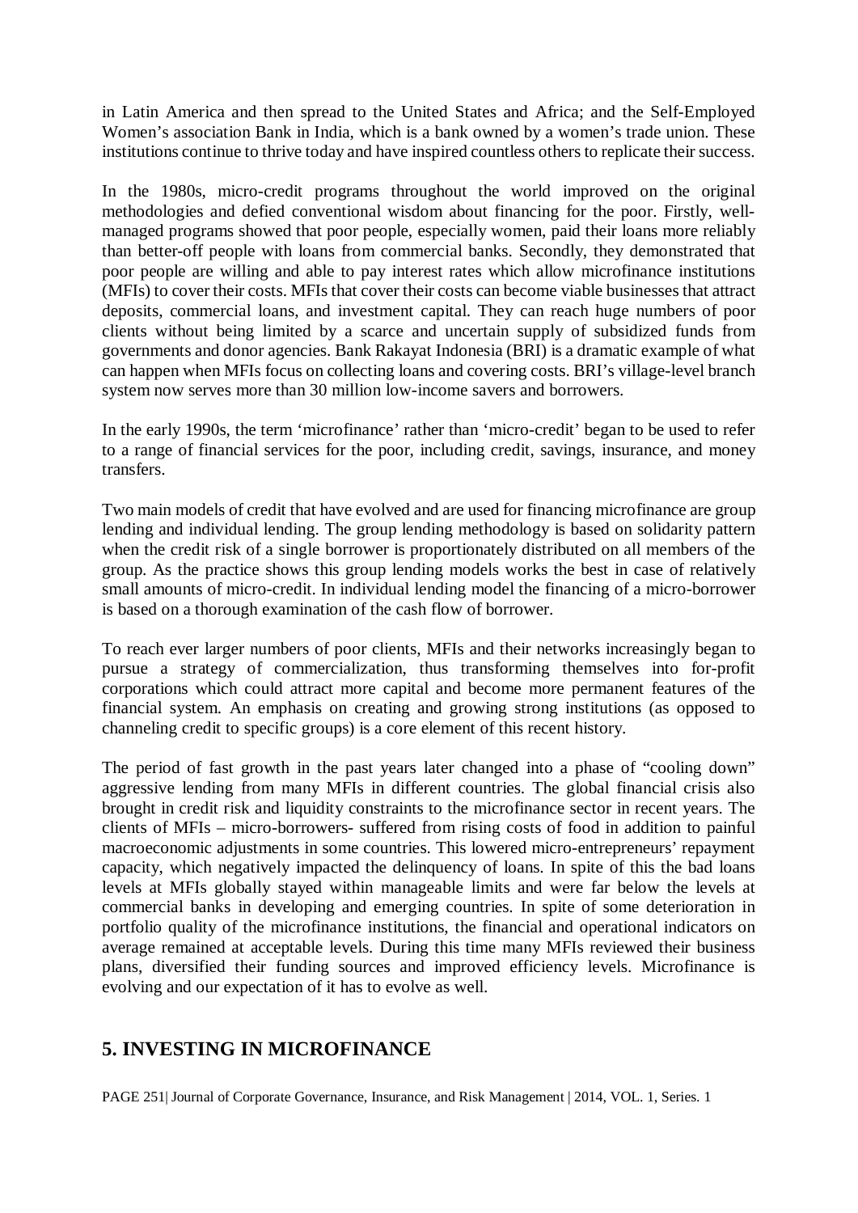in Latin America and then spread to the United States and Africa; and the Self-Employed Women's association Bank in India, which is a bank owned by a women's trade union. These institutions continue to thrive today and have inspired countless others to replicate their success.

In the 1980s, micro-credit programs throughout the world improved on the original methodologies and defied conventional wisdom about financing for the poor. Firstly, well-managed programs showed that poor people, especially women, paid their loans more reliably than better-off people with loans from commercial banks. Secondly, they demonstrated that poor people are willing and able to pay interest rates which allow microfinance institutions (MFIs) to cover their costs. MFIs that cover their costs can become viable businesses that attract deposits, commercial loans, and investment capital. They can reach huge numbers of poor clients without being limited by a scarce and uncertain supply of subsidized funds from governments and donor agencies. Bank Rakayat Indonesia (BRI) is a dramatic example of what can happen when MFIs focus on collecting loans and covering costs. BRI's village-level branch system now serves more than 30 million low-income savers and borrowers.

In the early 1990s, the term 'microfinance' rather than 'micro-credit' began to be used to refer to a range of financial services for the poor, including credit, savings, insurance, and money transfers.

Two main models of credit that have evolved and are used for financing microfinance are group lending and individual lending. The group lending methodology is based on solidarity pattern when the credit risk of a single borrower is proportionately distributed on all members of the group. As the practice shows this group lending models works the best in case of relatively small amounts of micro-credit. In individual lending model the financing of a micro-borrower is based on a thorough examination of the cash flow of borrower.

To reach ever larger numbers of poor clients, MFIs and their networks increasingly began to pursue a strategy of commercialization, thus transforming themselves into for-profit corporations which could attract more capital and become more permanent features of the financial system. An emphasis on creating and growing strong institutions (as opposed to channeling credit to specific groups) is a core element of this recent history.

The period of fast growth in the past years later changed into a phase of "cooling down" aggressive lending from many MFIs in different countries. The global financial crisis also brought in credit risk and liquidity constraints to the microfinance sector in recent years. The clients of MFIs – micro-borrowers- suffered from rising costs of food in addition to painful macroeconomic adjustments in some countries. This lowered micro-entrepreneurs' repayment capacity, which negatively impacted the delinquency of loans. In spite of this the bad loans levels at MFIs globally stayed within manageable limits and were far below the levels at commercial banks in developing and emerging countries. In spite of some deterioration in portfolio quality of the microfinance institutions, the financial and operational indicators on average remained at acceptable levels. During this time many MFIs reviewed their business plans, diversified their funding sources and improved efficiency levels. Microfinance is evolving and our expectation of it has to evolve as well.

## 5. INVESTING IN MICROFINANCE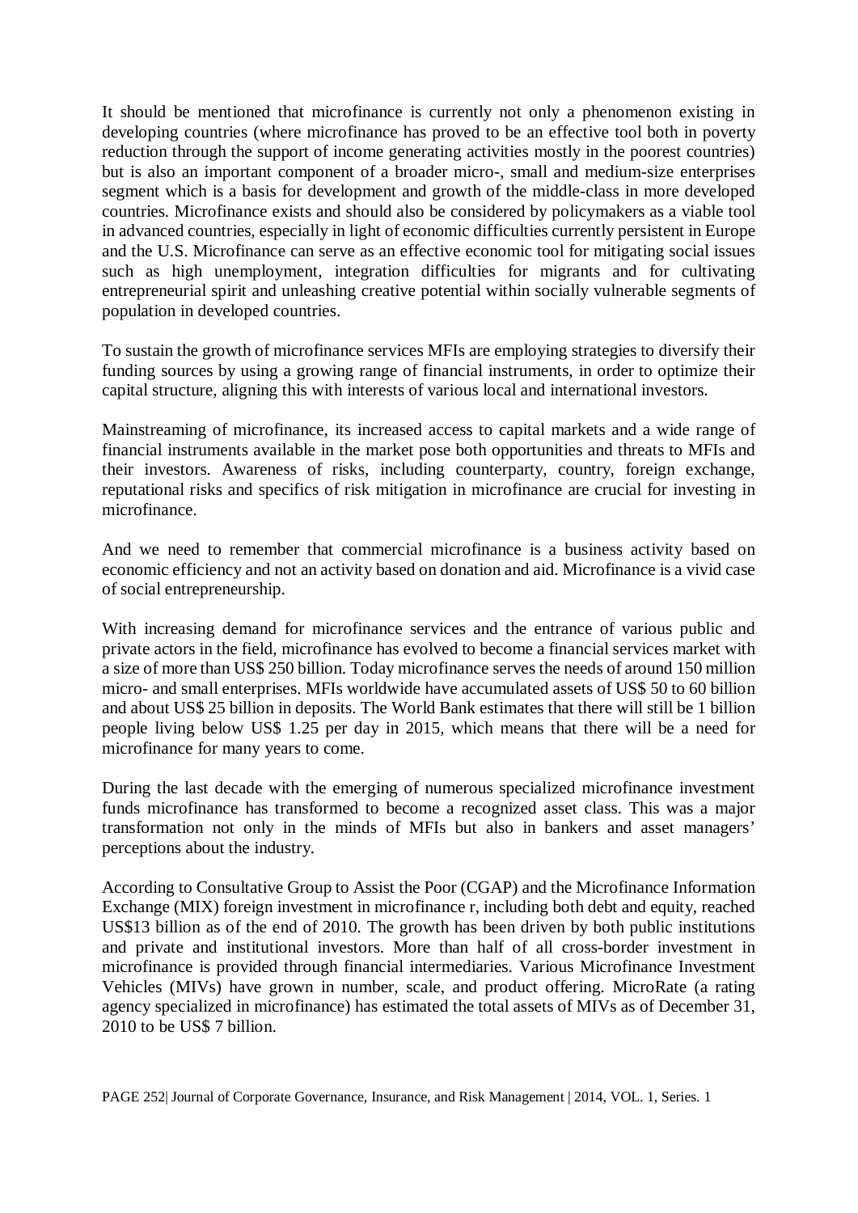It should be mentioned that microfinance is currently not only a phenomenon existing in developing countries (where microfinance has proved to be an effective tool both in poverty reduction through the support of income generating activities mostly in the poorest countries) but is also an important component of a broader micro-, small and medium-size enterprises segment which is a basis for development and growth of the middle-class in more developed countries. Microfinance exists and should also be considered by policymakers as a viable tool in advanced countries, especially in light of economic difficulties currently persistent in Europe and the U.S. Microfinance can serve as an effective economic tool for mitigating social issues such as high unemployment, integration difficulties for migrants and for cultivating entrepreneurial spirit and unleashing creative potential within socially vulnerable segments of population in developed countries.

To sustain the growth of microfinance services MFIs are employing strategies to diversify their funding sources by using a growing range of financial instruments, in order to optimize their capital structure, aligning this with interests of various local and international investors.

Mainstreaming of microfinance, its increased access to capital markets and a wide range of financial instruments available in the market pose both opportunities and threats to MFIs and their investors. Awareness of risks, including counterparty, country, foreign exchange, reputational risks and specifics of risk mitigation in microfinance are crucial for investing in microfinance.

And we need to remember that commercial microfinance is a business activity based on economic efficiency and not an activity based on donation and aid. Microfinance is a vivid case of social entrepreneurship.

With increasing demand for microfinance services and the entrance of various public and private actors in the field, microfinance has evolved to become a financial services market with a size of more than US$ 250 billion. Today microfinance serves the needs of around 150 million micro- and small enterprises. MFIs worldwide have accumulated assets of US$ 50 to 60 billion and about US$ 25 billion in deposits. The World Bank estimates that there will still be 1 billion people living below US$ 1.25 per day in 2015, which means that there will be a need for microfinance for many years to come.

During the last decade with the emerging of numerous specialized microfinance investment funds microfinance has transformed to become a recognized asset class. This was a major transformation not only in the minds of MFIs but also in bankers and asset managers' perceptions about the industry.

According to Consultative Group to Assist the Poor (CGAP) and the Microfinance Information Exchange (MIX) foreign investment in microfinance r, including both debt and equity, reached US$13 billion as of the end of 2010. The growth has been driven by both public institutions and private and institutional investors. More than half of all cross-border investment in microfinance is provided through financial intermediaries. Various Microfinance Investment Vehicles (MIVs) have grown in number, scale, and product offering. MicroRate (a rating agency specialized in microfinance) has estimated the total assets of MIVs as of December 31, 2010 to be US$ 7 billion.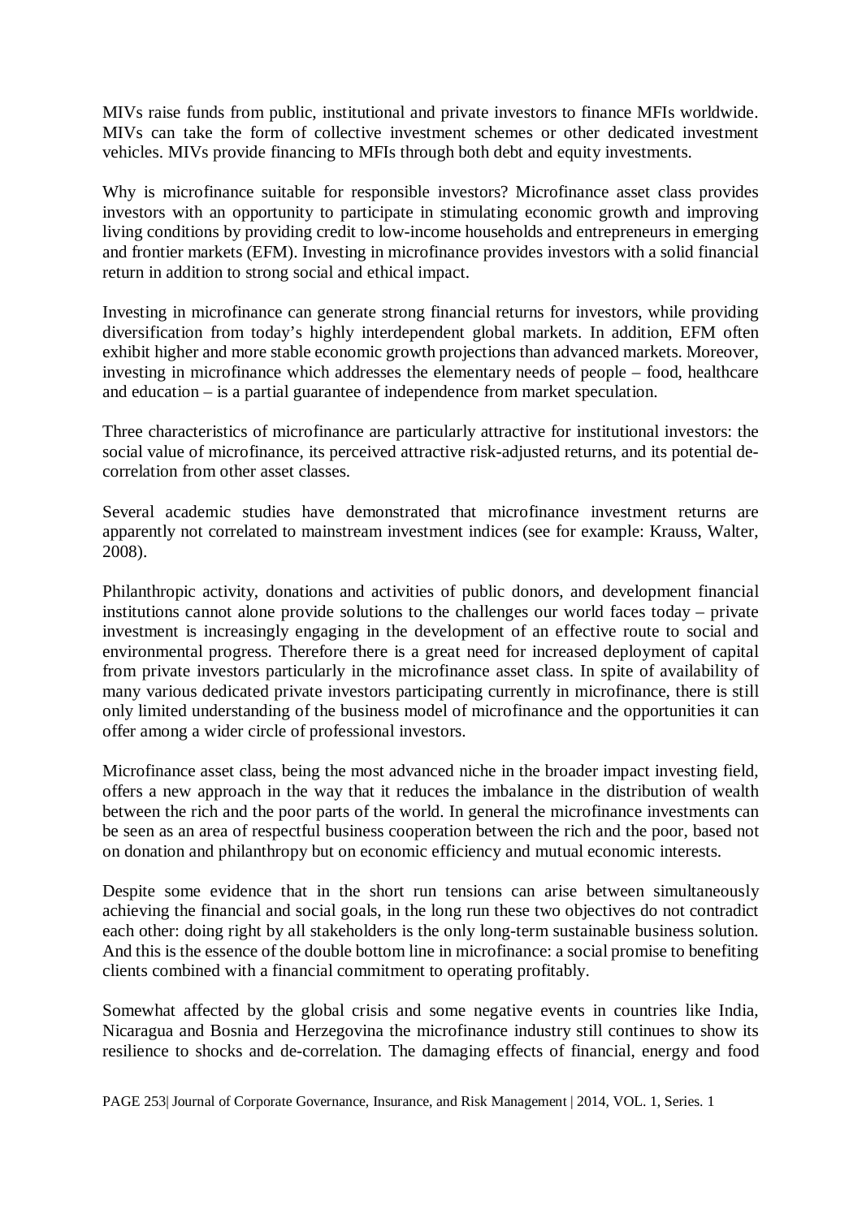MIVs raise funds from public, institutional and private investors to finance MFIs worldwide. MIVs can take the form of collective investment schemes or other dedicated investment vehicles. MIVs provide financing to MFIs through both debt and equity investments.

Why is microfinance suitable for responsible investors? Microfinance asset class provides investors with an opportunity to participate in stimulating economic growth and improving living conditions by providing credit to low-income households and entrepreneurs in emerging and frontier markets (EFM). Investing in microfinance provides investors with a solid financial return in addition to strong social and ethical impact.

Investing in microfinance can generate strong financial returns for investors, while providing diversification from today's highly interdependent global markets. In addition, EFM often exhibit higher and more stable economic growth projections than advanced markets. Moreover, investing in microfinance which addresses the elementary needs of people – food, healthcare and education – is a partial guarantee of independence from market speculation.

Three characteristics of microfinance are particularly attractive for institutional investors: the social value of microfinance, its perceived attractive risk-adjusted returns, and its potential de-correlation from other asset classes.

Several academic studies have demonstrated that microfinance investment returns are apparently not correlated to mainstream investment indices (see for example: Krauss, Walter, 2008).

Philanthropic activity, donations and activities of public donors, and development financial institutions cannot alone provide solutions to the challenges our world faces today – private investment is increasingly engaging in the development of an effective route to social and environmental progress. Therefore there is a great need for increased deployment of capital from private investors particularly in the microfinance asset class. In spite of availability of many various dedicated private investors participating currently in microfinance, there is still only limited understanding of the business model of microfinance and the opportunities it can offer among a wider circle of professional investors.

Microfinance asset class, being the most advanced niche in the broader impact investing field, offers a new approach in the way that it reduces the imbalance in the distribution of wealth between the rich and the poor parts of the world. In general the microfinance investments can be seen as an area of respectful business cooperation between the rich and the poor, based not on donation and philanthropy but on economic efficiency and mutual economic interests.

Despite some evidence that in the short run tensions can arise between simultaneously achieving the financial and social goals, in the long run these two objectives do not contradict each other: doing right by all stakeholders is the only long-term sustainable business solution. And this is the essence of the double bottom line in microfinance: a social promise to benefiting clients combined with a financial commitment to operating profitably.

Somewhat affected by the global crisis and some negative events in countries like India, Nicaragua and Bosnia and Herzegovina the microfinance industry still continues to show its resilience to shocks and de-correlation. The damaging effects of financial, energy and food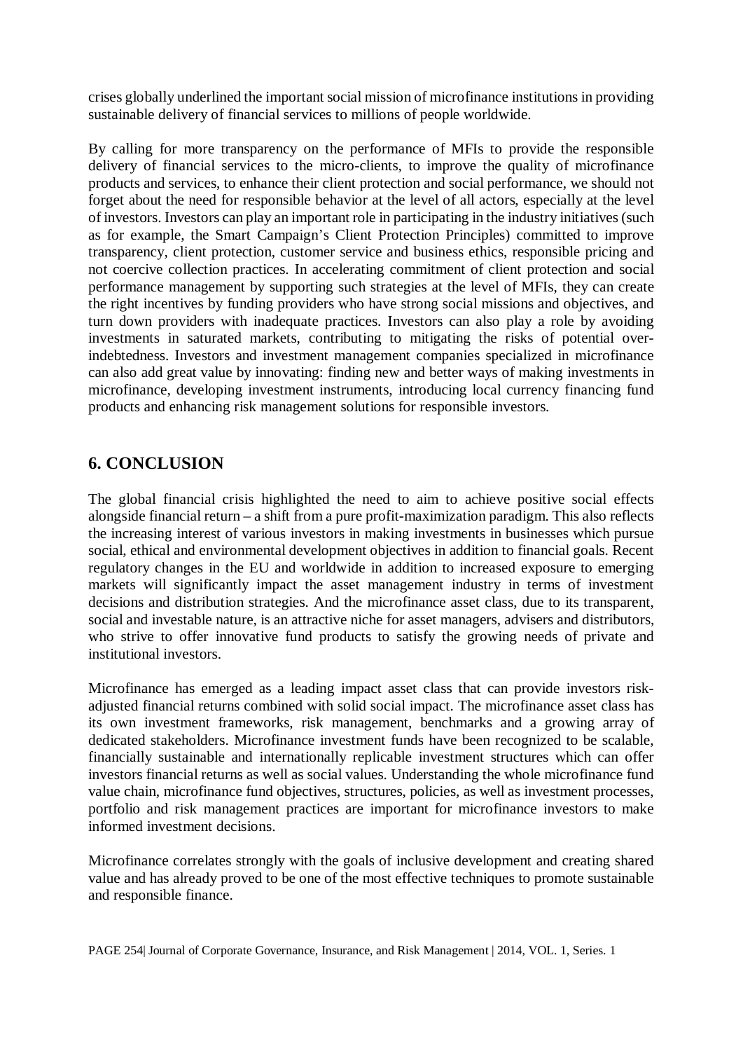crises globally underlined the important social mission of microfinance institutions in providing sustainable delivery of financial services to millions of people worldwide.

By calling for more transparency on the performance of MFIs to provide the responsible delivery of financial services to the micro-clients, to improve the quality of microfinance products and services, to enhance their client protection and social performance, we should not forget about the need for responsible behavior at the level of all actors, especially at the level of investors. Investors can play an important role in participating in the industry initiatives (such as for example, the Smart Campaign's Client Protection Principles) committed to improve transparency, client protection, customer service and business ethics, responsible pricing and not coercive collection practices. In accelerating commitment of client protection and social performance management by supporting such strategies at the level of MFIs, they can create the right incentives by funding providers who have strong social missions and objectives, and turn down providers with inadequate practices. Investors can also play a role by avoiding investments in saturated markets, contributing to mitigating the risks of potential over-indebtedness. Investors and investment management companies specialized in microfinance can also add great value by innovating: finding new and better ways of making investments in microfinance, developing investment instruments, introducing local currency financing fund products and enhancing risk management solutions for responsible investors.

## 6. CONCLUSION

The global financial crisis highlighted the need to aim to achieve positive social effects alongside financial return – a shift from a pure profit-maximization paradigm. This also reflects the increasing interest of various investors in making investments in businesses which pursue social, ethical and environmental development objectives in addition to financial goals. Recent regulatory changes in the EU and worldwide in addition to increased exposure to emerging markets will significantly impact the asset management industry in terms of investment decisions and distribution strategies. And the microfinance asset class, due to its transparent, social and investable nature, is an attractive niche for asset managers, advisers and distributors, who strive to offer innovative fund products to satisfy the growing needs of private and institutional investors.

Microfinance has emerged as a leading impact asset class that can provide investors risk-adjusted financial returns combined with solid social impact. The microfinance asset class has its own investment frameworks, risk management, benchmarks and a growing array of dedicated stakeholders. Microfinance investment funds have been recognized to be scalable, financially sustainable and internationally replicable investment structures which can offer investors financial returns as well as social values. Understanding the whole microfinance fund value chain, microfinance fund objectives, structures, policies, as well as investment processes, portfolio and risk management practices are important for microfinance investors to make informed investment decisions.

Microfinance correlates strongly with the goals of inclusive development and creating shared value and has already proved to be one of the most effective techniques to promote sustainable and responsible finance.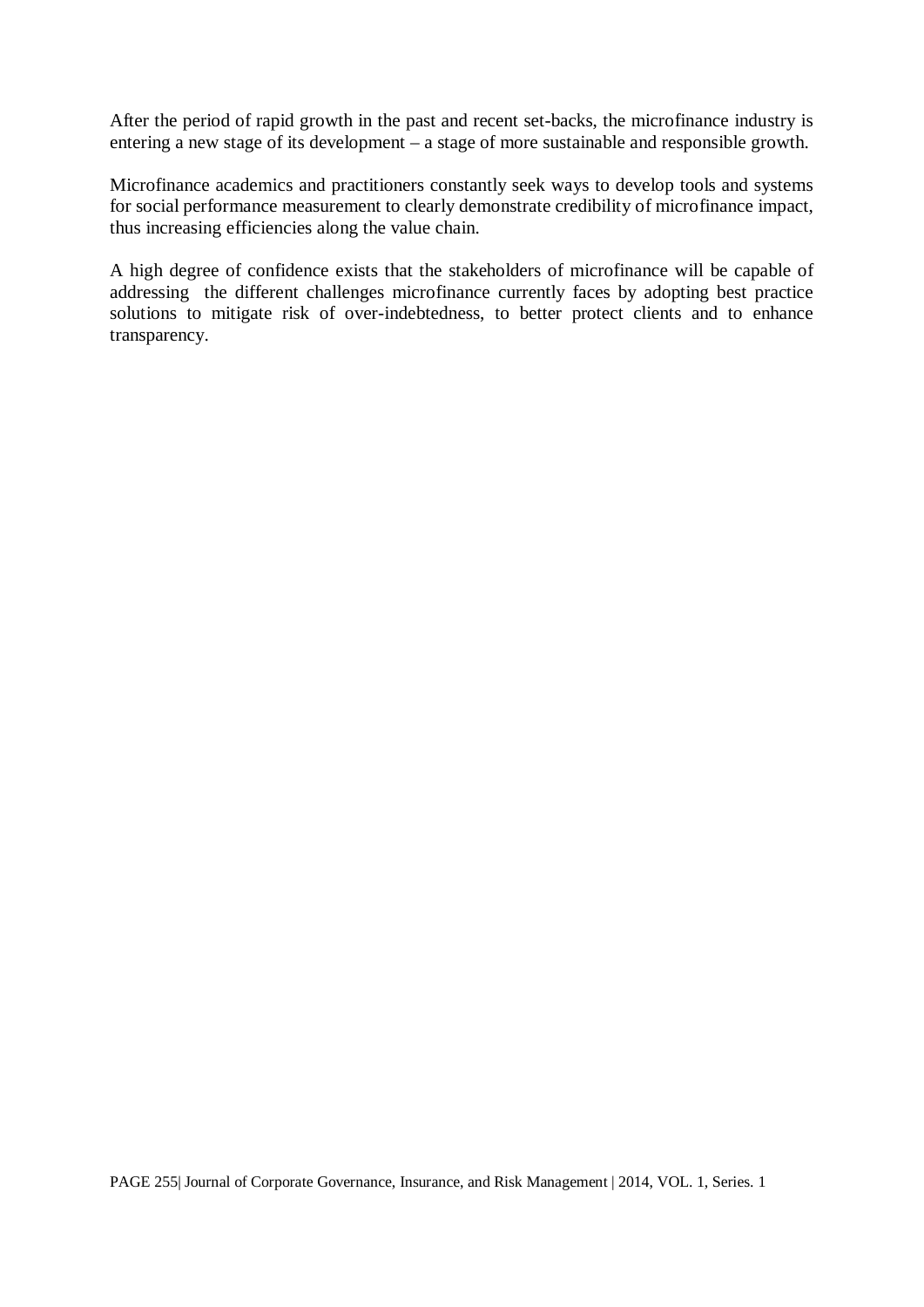After the period of rapid growth in the past and recent set-backs, the microfinance industry is entering a new stage of its development – a stage of more sustainable and responsible growth.

Microfinance academics and practitioners constantly seek ways to develop tools and systems for social performance measurement to clearly demonstrate credibility of microfinance impact, thus increasing efficiencies along the value chain.

A high degree of confidence exists that the stakeholders of microfinance will be capable of addressing the different challenges microfinance currently faces by adopting best practice solutions to mitigate risk of over-indebtedness, to better protect clients and to enhance transparency.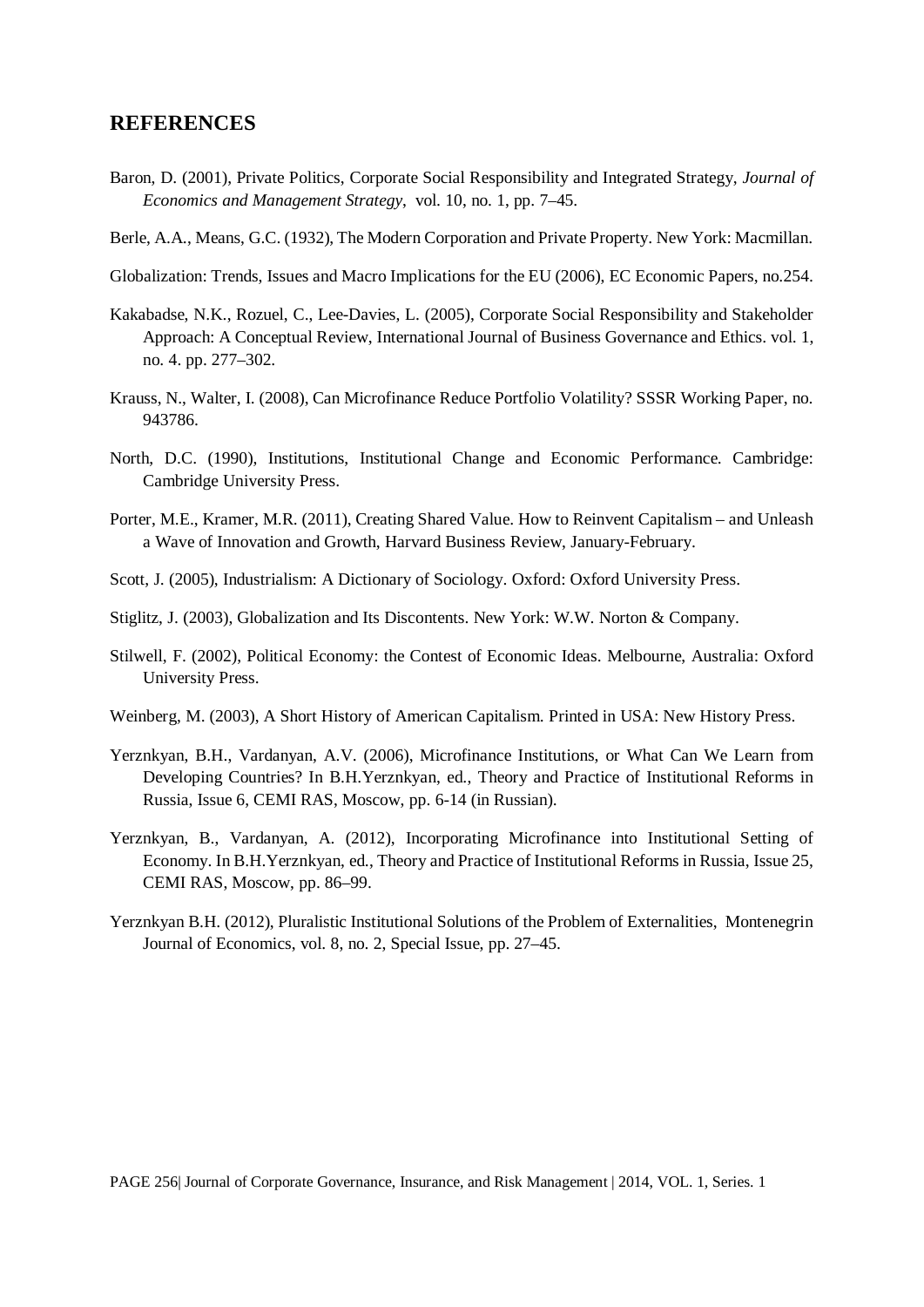## REFERENCES

Baron, D. (2001), Private Politics, Corporate Social Responsibility and Integrated Strategy, *Journal of Economics and Management Strategy*, vol. 10, no. 1, pp. 7–45.

Berle, A.A., Means, G.C. (1932), The Modern Corporation and Private Property. New York: Macmillan.

Globalization: Trends, Issues and Macro Implications for the EU (2006), EC Economic Papers, no.254.

Kakabadse, N.K., Rozuel, C., Lee-Davies, L. (2005), Corporate Social Responsibility and Stakeholder Approach: A Conceptual Review, International Journal of Business Governance and Ethics. vol. 1, no. 4. pp. 277–302.

Krauss, N., Walter, I. (2008), Can Microfinance Reduce Portfolio Volatility? SSSR Working Paper, no. 943786.

North, D.C. (1990), Institutions, Institutional Change and Economic Performance. Cambridge: Cambridge University Press.

Porter, M.E., Kramer, M.R. (2011), Creating Shared Value. How to Reinvent Capitalism – and Unleash a Wave of Innovation and Growth, Harvard Business Review, January-February.

Scott, J. (2005), Industrialism: A Dictionary of Sociology. Oxford: Oxford University Press.

Stiglitz, J. (2003), Globalization and Its Discontents. New York: W.W. Norton & Company.

Stilwell, F. (2002), Political Economy: the Contest of Economic Ideas. Melbourne, Australia: Oxford University Press.

Weinberg, M. (2003), A Short History of American Capitalism. Printed in USA: New History Press.

Yerznkyan, B.H., Vardanyan, A.V. (2006), Microfinance Institutions, or What Can We Learn from Developing Countries? In B.H.Yerznkyan, ed., Theory and Practice of Institutional Reforms in Russia, Issue 6, CEMI RAS, Moscow, pp. 6-14 (in Russian).

Yerznkyan, B., Vardanyan, A. (2012), Incorporating Microfinance into Institutional Setting of Economy. In B.H.Yerznkyan, ed., Theory and Practice of Institutional Reforms in Russia, Issue 25, CEMI RAS, Moscow, pp. 86–99.

Yerznkyan B.H. (2012), Pluralistic Institutional Solutions of the Problem of Externalities, Montenegrin Journal of Economics, vol. 8, no. 2, Special Issue, pp. 27–45.